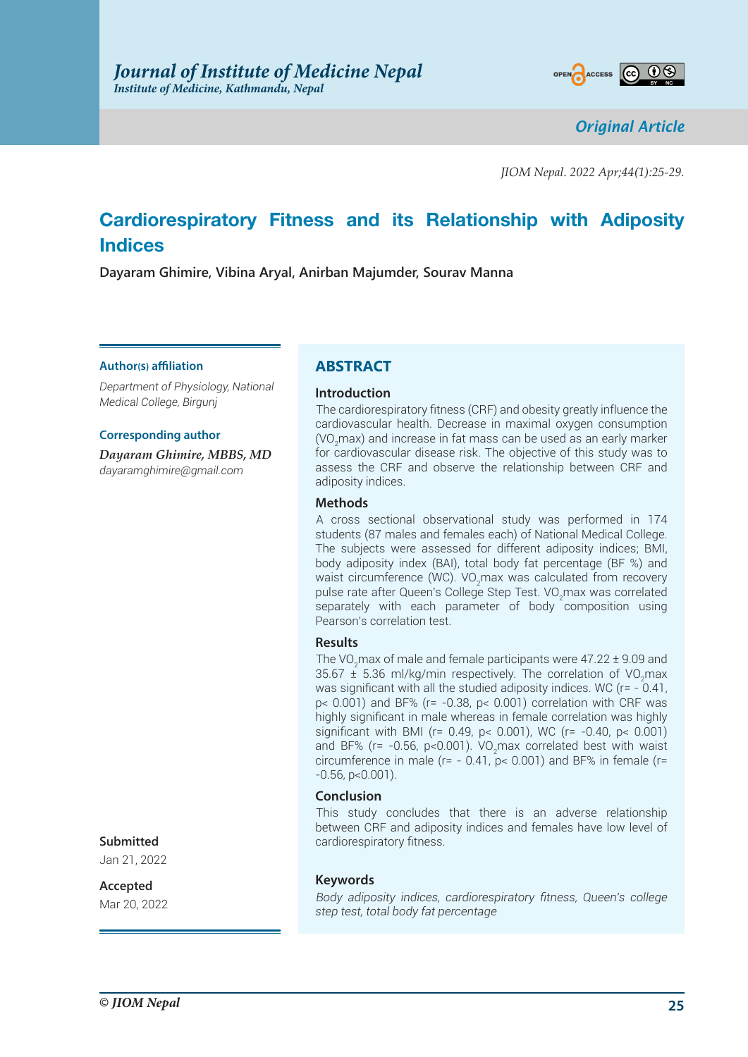*Original Article*

# Cardiorespiratory Fitness and its Relationship with Adiposity Indices

**Dayaram Ghimire, Vibina Aryal, Anirban Majumder, Sourav Manna**

**Author(s) affiliation**

*Department of Physiology, National Medical College, Birgunj*

**Corresponding author**

***Dayaram Ghimire, MBBS, MD***
*dayaramghimire@gmail.com*

**Submitted**
Jan 21, 2022

**Accepted**
Mar 20, 2022

## ABSTRACT

### Introduction

The cardiorespiratory fitness (CRF) and obesity greatly influence the cardiovascular health. Decrease in maximal oxygen consumption ($VO_2$max) and increase in fat mass can be used as an early marker for cardiovascular disease risk. The objective of this study was to assess the CRF and observe the relationship between CRF and adiposity indices.

### Methods

A cross sectional observational study was performed in 174 students (87 males and females each) of National Medical College. The subjects were assessed for different adiposity indices; BMI, body adiposity index (BAI), total body fat percentage (BF %) and waist circumference (WC). $VO_2$max was calculated from recovery pulse rate after Queen's College Step Test. $VO_2$max was correlated separately with each parameter of body composition using Pearson's correlation test.

### Results

The $VO_2$max of male and female participants were 47.22 ± 9.09 and 35.67 ± 5.36 ml/kg/min respectively. The correlation of $VO_2$max was significant with all the studied adiposity indices. WC ($r = -0.41$, $p < 0.001$) and BF% ($r = -0.38$, $p < 0.001$) correlation with CRF was highly significant in male whereas in female correlation was highly significant with BMI ($r = 0.49$, $p < 0.001$), WC ($r = -0.40$, $p < 0.001$) and BF% ($r = -0.56$, $p < 0.001$). $VO_2$max correlated best with waist circumference in male ($r = -0.41$, $p < 0.001$) and BF% in female ($r = -0.56$, $p < 0.001$).

### Conclusion

This study concludes that there is an adverse relationship between CRF and adiposity indices and females have low level of cardiorespiratory fitness.

### Keywords

*Body adiposity indices, cardiorespiratory fitness, Queen's college step test, total body fat percentage*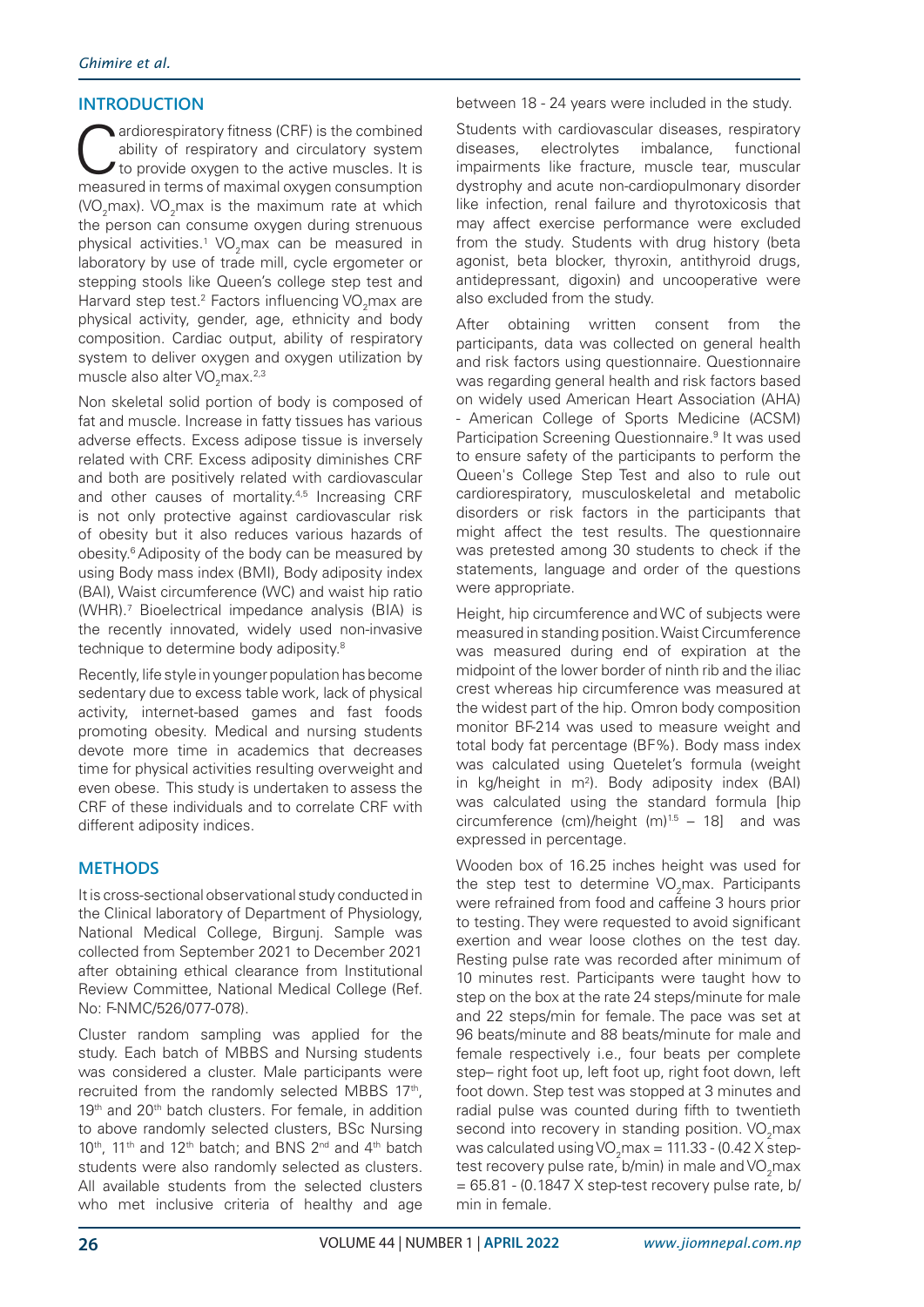## INTRODUCTION

Cardiorespiratory fitness (CRF) is the combined ability of respiratory and circulatory system to provide oxygen to the active muscles. It is measured in terms of maximal oxygen consumption ($VO_2max$). $VO_2max$ is the maximum rate at which the person can consume oxygen during strenuous physical activities.[1] $VO_2max$ can be measured in laboratory by use of trade mill, cycle ergometer or stepping stools like Queen's college step test and Harvard step test.[2] Factors influencing $VO_2max$ are physical activity, gender, age, ethnicity and body composition. Cardiac output, ability of respiratory system to deliver oxygen and oxygen utilization by muscle also alter $VO_2max$.[2,3]

Non skeletal solid portion of body is composed of fat and muscle. Increase in fatty tissues has various adverse effects. Excess adipose tissue is inversely related with CRF. Excess adiposity diminishes CRF and both are positively related with cardiovascular and other causes of mortality.[4,5] Increasing CRF is not only protective against cardiovascular risk of obesity but it also reduces various hazards of obesity.[6] Adiposity of the body can be measured by using Body mass index (BMI), Body adiposity index (BAI), Waist circumference (WC) and waist hip ratio (WHR).[7] Bioelectrical impedance analysis (BIA) is the recently innovated, widely used non-invasive technique to determine body adiposity.[8]

Recently, life style in younger population has become sedentary due to excess table work, lack of physical activity, internet-based games and fast foods promoting obesity. Medical and nursing students devote more time in academics that decreases time for physical activities resulting overweight and even obese. This study is undertaken to assess the CRF of these individuals and to correlate CRF with different adiposity indices.

## METHODS

It is cross-sectional observational study conducted in the Clinical laboratory of Department of Physiology, National Medical College, Birgunj. Sample was collected from September 2021 to December 2021 after obtaining ethical clearance from Institutional Review Committee, National Medical College (Ref. No: F-NMC/526/077-078).

Cluster random sampling was applied for the study. Each batch of MBBS and Nursing students was considered a cluster. Male participants were recruited from the randomly selected MBBS 17th, 19th and 20th batch clusters. For female, in addition to above randomly selected clusters, BSc Nursing 10th, 11th and 12th batch; and BNS 2nd and 4th batch students were also randomly selected as clusters. All available students from the selected clusters who met inclusive criteria of healthy and age between 18 - 24 years were included in the study.

Students with cardiovascular diseases, respiratory diseases, electrolytes imbalance, functional impairments like fracture, muscle tear, muscular dystrophy and acute non-cardiopulmonary disorder like infection, renal failure and thyrotoxicosis that may affect exercise performance were excluded from the study. Students with drug history (beta agonist, beta blocker, thyroxin, antithyroid drugs, antidepressant, digoxin) and uncooperative were also excluded from the study.

After obtaining written consent from the participants, data was collected on general health and risk factors using questionnaire. Questionnaire was regarding general health and risk factors based on widely used American Heart Association (AHA) - American College of Sports Medicine (ACSM) Participation Screening Questionnaire.[9] It was used to ensure safety of the participants to perform the Queen's College Step Test and also to rule out cardiorespiratory, musculoskeletal and metabolic disorders or risk factors in the participants that might affect the test results. The questionnaire was pretested among 30 students to check if the statements, language and order of the questions were appropriate.

Height, hip circumference and WC of subjects were measured in standing position. Waist Circumference was measured during end of expiration at the midpoint of the lower border of ninth rib and the iliac crest whereas hip circumference was measured at the widest part of the hip. Omron body composition monitor BF-214 was used to measure weight and total body fat percentage (BF%). Body mass index was calculated using Quetelet's formula (weight in kg/height in $m^2$). Body adiposity index (BAI) was calculated using the standard formula [hip circumference (cm)/height $(m)^{1.5}$ – 18] and was expressed in percentage.

Wooden box of 16.25 inches height was used for the step test to determine $VO_2max$. Participants were refrained from food and caffeine 3 hours prior to testing. They were requested to avoid significant exertion and wear loose clothes on the test day. Resting pulse rate was recorded after minimum of 10 minutes rest. Participants were taught how to step on the box at the rate 24 steps/minute for male and 22 steps/min for female. The pace was set at 96 beats/minute and 88 beats/minute for male and female respectively i.e., four beats per complete step– right foot up, left foot up, right foot down, left foot down. Step test was stopped at 3 minutes and radial pulse was counted during fifth to twentieth second into recovery in standing position. $VO_2max$ was calculated using $VO_2max = 111.33 - (0.42 \times$ step-test recovery pulse rate, b/min) in male and $VO_2max = 65.81 - (0.1847 \times$ step-test recovery pulse rate, b/min in female.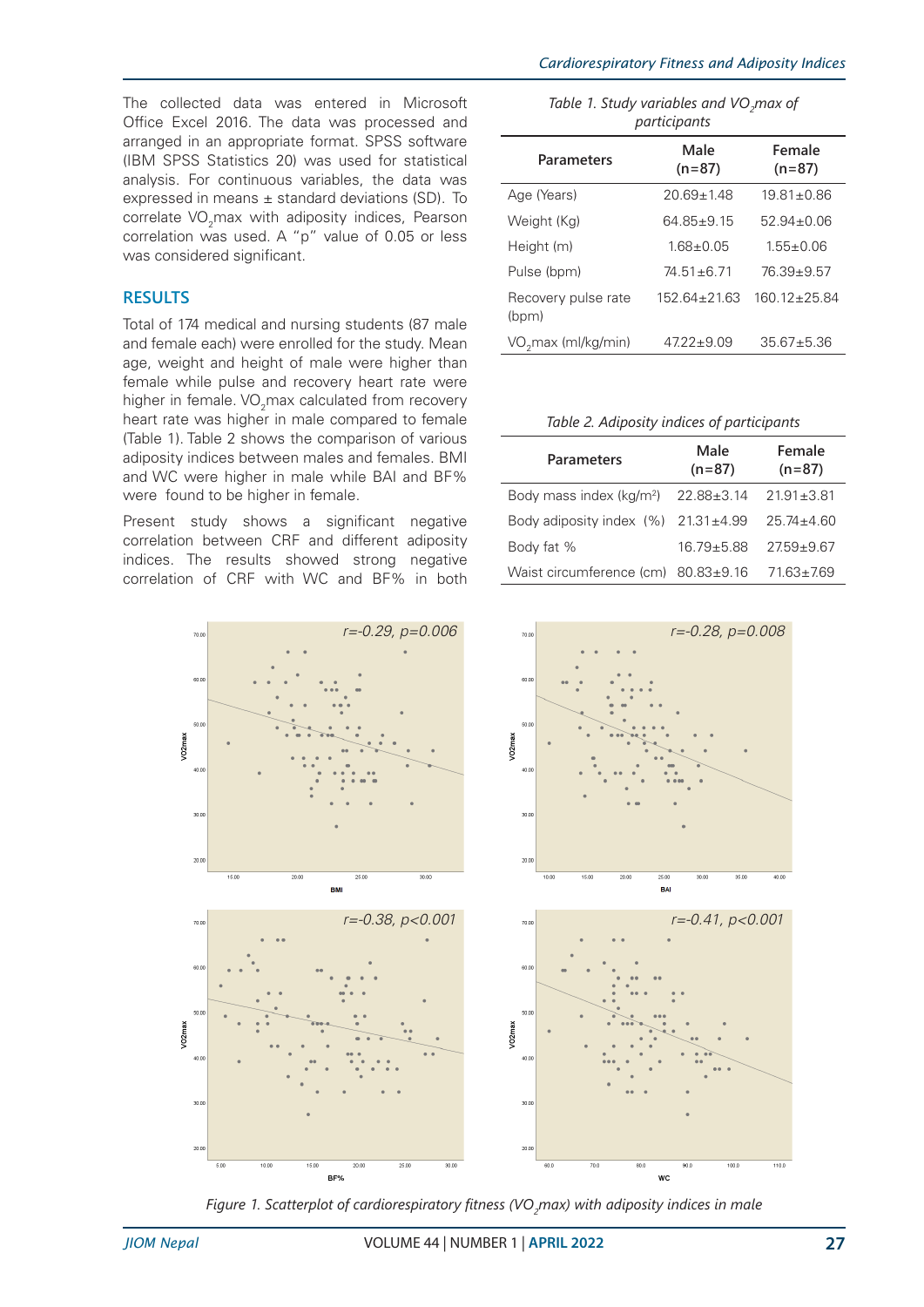The collected data was entered in Microsoft Office Excel 2016. The data was processed and arranged in an appropriate format. SPSS software (IBM SPSS Statistics 20) was used for statistical analysis. For continuous variables, the data was expressed in means ± standard deviations (SD). To correlate $VO_2$max with adiposity indices, Pearson correlation was used. A "p" value of 0.05 or less was considered significant.

## RESULTS

Total of 174 medical and nursing students (87 male and female each) were enrolled for the study. Mean age, weight and height of male were higher than female while pulse and recovery heart rate were higher in female. $VO_2$max calculated from recovery heart rate was higher in male compared to female (Table 1). Table 2 shows the comparison of various adiposity indices between males and females. BMI and WC were higher in male while BAI and BF% were found to be higher in female.

Present study shows a significant negative correlation between CRF and different adiposity indices. The results showed strong negative correlation of CRF with WC and BF% in both

*Table 1. Study variables and $VO_2$max of participants*

| Parameters | Male (n=87) | Female (n=87) |
|---|---|---|
| Age (Years) | 20.69±1.48 | 19.81±0.86 |
| Weight (Kg) | 64.85±9.15 | 52.94±0.06 |
| Height (m) | 1.68±0.05 | 1.55±0.06 |
| Pulse (bpm) | 74.51±6.71 | 76.39±9.57 |
| Recovery pulse rate (bpm) | 152.64±21.63 | 160.12±25.84 |
| $VO_2$max (ml/kg/min) | 47.22±9.09 | 35.67±5.36 |

*Table 2. Adiposity indices of participants*

| Parameters | Male (n=87) | Female (n=87) |
|---|---|---|
| Body mass index (kg/m$^2$) | 22.88±3.14 | 21.91±3.81 |
| Body adiposity index (%) | 21.31±4.99 | 25.74±4.60 |
| Body fat % | 16.79±5.88 | 27.59±9.67 |
| Waist circumference (cm) | 80.83±9.16 | 71.63±7.69 |

*Figure 1. Scatterplot of cardiorespiratory fitness ($VO_2$max) with adiposity indices in male*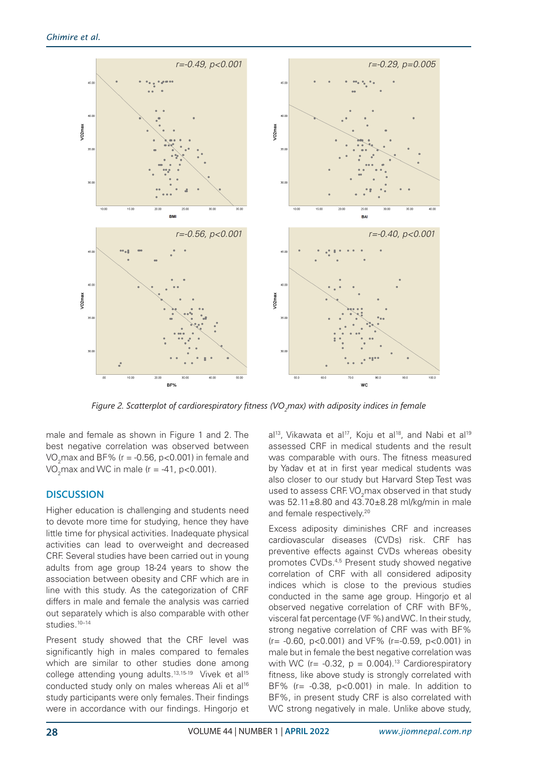Figure 2. Scatterplot of cardiorespiratory fitness ($VO_2max$) with adiposity indices in female

male and female as shown in Figure 1 and 2. The best negative correlation was observed between $VO_2$max and BF% ($r = -0.56$, $p<0.001$) in female and $VO_2$max and WC in male ($r = -41$, $p<0.001$).

## DISCUSSION

Higher education is challenging and students need to devote more time for studying, hence they have little time for physical activities. Inadequate physical activities can lead to overweight and decreased CRF. Several studies have been carried out in young adults from age group 18-24 years to show the association between obesity and CRF which are in line with this study. As the categorization of CRF differs in male and female the analysis was carried out separately which is also comparable with other studies.[10–14]

Present study showed that the CRF level was significantly high in males compared to females which are similar to other studies done among college attending young adults.[13,15-19] Vivek et al[15] conducted study only on males whereas Ali et al[16] study participants were only females. Their findings were in accordance with our findings. Hingorjo et al[13], Vikawata et al[17], Koju et al[18], and Nabi et al[19] assessed CRF in medical students and the result was comparable with ours. The fitness measured by Yadav et at in first year medical students was also closer to our study but Harvard Step Test was used to assess CRF. $VO_2$max observed in that study was 52.11±8.80 and 43.70±8.28 ml/kg/min in male and female respectively.[20]

Excess adiposity diminishes CRF and increases cardiovascular diseases (CVDs) risk. CRF has preventive effects against CVDs whereas obesity promotes CVDs.[4,5] Present study showed negative correlation of CRF with all considered adiposity indices which is close to the previous studies conducted in the same age group. Hingorjo et al observed negative correlation of CRF with BF%, visceral fat percentage (VF %) and WC. In their study, strong negative correlation of CRF was with BF% ($r= -0.60$, $p<0.001$) and VF% ($r=-0.59$, $p<0.001$) in male but in female the best negative correlation was with WC ($r= -0.32$, $p = 0.004$).[13] Cardiorespiratory fitness, like above study is strongly correlated with BF% ($r= -0.38$, $p<0.001$) in male. In addition to BF%, in present study CRF is also correlated with WC strong negatively in male. Unlike above study,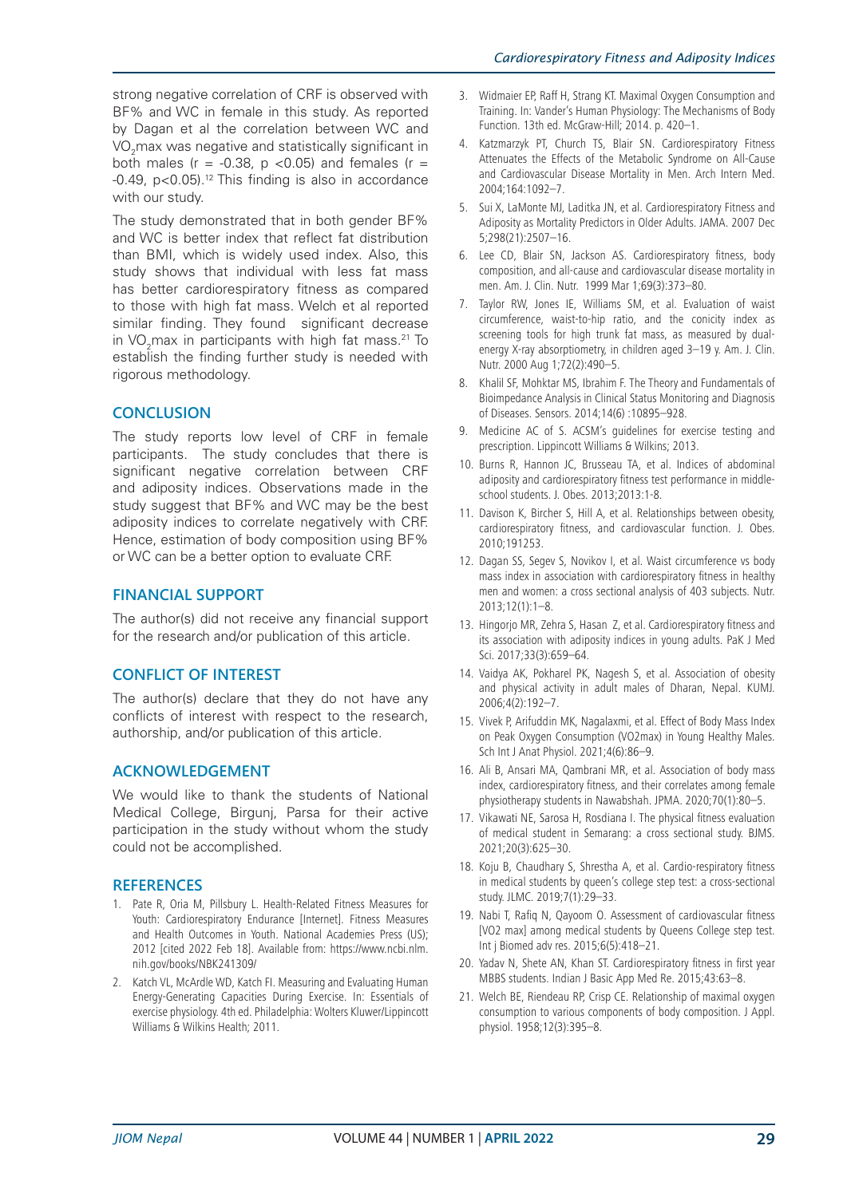strong negative correlation of CRF is observed with BF% and WC in female in this study. As reported by Dagan et al the correlation between WC and $VO_2$max was negative and statistically significant in both males ($r = -0.38$, $p < 0.05$) and females ($r = -0.49$, $p<0.05$).[12] This finding is also in accordance with our study.

The study demonstrated that in both gender BF% and WC is better index that reflect fat distribution than BMI, which is widely used index. Also, this study shows that individual with less fat mass has better cardiorespiratory fitness as compared to those with high fat mass. Welch et al reported similar finding. They found significant decrease in $VO_2$max in participants with high fat mass.[21] To establish the finding further study is needed with rigorous methodology.

## CONCLUSION

The study reports low level of CRF in female participants. The study concludes that there is significant negative correlation between CRF and adiposity indices. Observations made in the study suggest that BF% and WC may be the best adiposity indices to correlate negatively with CRF. Hence, estimation of body composition using BF% or WC can be a better option to evaluate CRF.

## FINANCIAL SUPPORT

The author(s) did not receive any financial support for the research and/or publication of this article.

## CONFLICT OF INTEREST

The author(s) declare that they do not have any conflicts of interest with respect to the research, authorship, and/or publication of this article.

## ACKNOWLEDGEMENT

We would like to thank the students of National Medical College, Birgunj, Parsa for their active participation in the study without whom the study could not be accomplished.

## REFERENCES

1. Pate R, Oria M, Pillsbury L. Health-Related Fitness Measures for Youth: Cardiorespiratory Endurance [Internet]. Fitness Measures and Health Outcomes in Youth. National Academies Press (US); 2012 [cited 2022 Feb 18]. Available from: https://www.ncbi.nlm.nih.gov/books/NBK241309/
2. Katch VL, McArdle WD, Katch FI. Measuring and Evaluating Human Energy-Generating Capacities During Exercise. In: Essentials of exercise physiology. 4th ed. Philadelphia: Wolters Kluwer/Lippincott Williams & Wilkins Health; 2011.
3. Widmaier EP, Raff H, Strang KT. Maximal Oxygen Consumption and Training. In: Vander's Human Physiology: The Mechanisms of Body Function. 13th ed. McGraw-Hill; 2014. p. 420–1.
4. Katzmarzyk PT, Church TS, Blair SN. Cardiorespiratory Fitness Attenuates the Effects of the Metabolic Syndrome on All-Cause and Cardiovascular Disease Mortality in Men. Arch Intern Med. 2004;164:1092–7.
5. Sui X, LaMonte MJ, Laditka JN, et al. Cardiorespiratory Fitness and Adiposity as Mortality Predictors in Older Adults. JAMA. 2007 Dec 5;298(21):2507–16.
6. Lee CD, Blair SN, Jackson AS. Cardiorespiratory fitness, body composition, and all-cause and cardiovascular disease mortality in men. Am. J. Clin. Nutr. 1999 Mar 1;69(3):373–80.
7. Taylor RW, Jones IE, Williams SM, et al. Evaluation of waist circumference, waist-to-hip ratio, and the conicity index as screening tools for high trunk fat mass, as measured by dual-energy X-ray absorptiometry, in children aged 3–19 y. Am. J. Clin. Nutr. 2000 Aug 1;72(2):490–5.
8. Khalil SF, Mohktar MS, Ibrahim F. The Theory and Fundamentals of Bioimpedance Analysis in Clinical Status Monitoring and Diagnosis of Diseases. Sensors. 2014;14(6) :10895–928.
9. Medicine AC of S. ACSM's guidelines for exercise testing and prescription. Lippincott Williams & Wilkins; 2013.
10. Burns R, Hannon JC, Brusseau TA, et al. Indices of abdominal adiposity and cardiorespiratory fitness test performance in middle-school students. J. Obes. 2013;2013:1-8.
11. Davison K, Bircher S, Hill A, et al. Relationships between obesity, cardiorespiratory fitness, and cardiovascular function. J. Obes. 2010;191253.
12. Dagan SS, Segev S, Novikov I, et al. Waist circumference vs body mass index in association with cardiorespiratory fitness in healthy men and women: a cross sectional analysis of 403 subjects. Nutr. 2013;12(1):1–8.
13. Hingorjo MR, Zehra S, Hasan Z, et al. Cardiorespiratory fitness and its association with adiposity indices in young adults. PaK J Med Sci. 2017;33(3):659–64.
14. Vaidya AK, Pokharel PK, Nagesh S, et al. Association of obesity and physical activity in adult males of Dharan, Nepal. KUMJ. 2006;4(2):192–7.
15. Vivek P, Arifuddin MK, Nagalaxmi, et al. Effect of Body Mass Index on Peak Oxygen Consumption (VO2max) in Young Healthy Males. Sch Int J Anat Physiol. 2021;4(6):86–9.
16. Ali B, Ansari MA, Qambrani MR, et al. Association of body mass index, cardiorespiratory fitness, and their correlates among female physiotherapy students in Nawabshah. JPMA. 2020;70(1):80–5.
17. Vikawati NE, Sarosa H, Rosdiana I. The physical fitness evaluation of medical student in Semarang: a cross sectional study. BJMS. 2021;20(3):625–30.
18. Koju B, Chaudhary S, Shrestha A, et al. Cardio-respiratory fitness in medical students by queen's college step test: a cross-sectional study. JLMC. 2019;7(1):29–33.
19. Nabi T, Rafiq N, Qayoom O. Assessment of cardiovascular fitness [VO2 max] among medical students by Queens College step test. Int j Biomed adv res. 2015;6(5):418–21.
20. Yadav N, Shete AN, Khan ST. Cardiorespiratory fitness in first year MBBS students. Indian J Basic App Med Re. 2015;43:63–8.
21. Welch BE, Riendeau RP, Crisp CE. Relationship of maximal oxygen consumption to various components of body composition. J Appl. physiol. 1958;12(3):395–8.